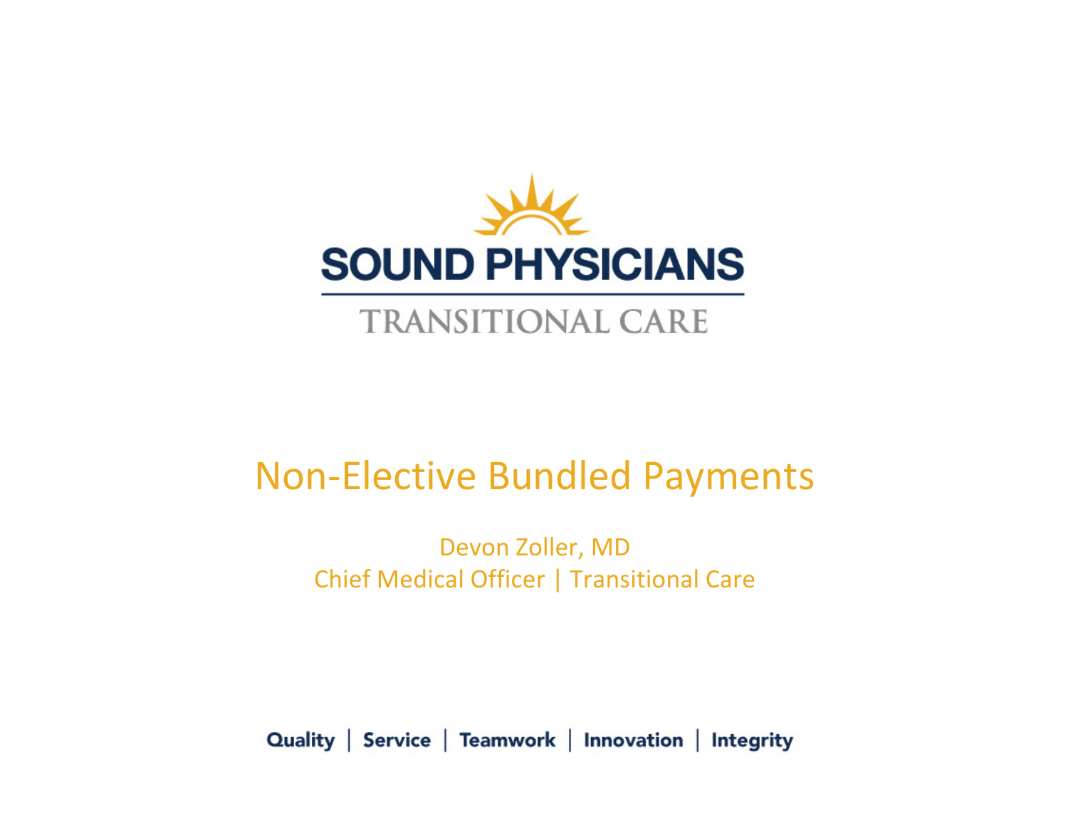SOUND PHYSICIANS

TRANSITIONAL CARE

# Non-Elective Bundled Payments

Devon Zoller, MD

Chief Medical Officer | Transitional Care

**Quality | Service | Teamwork | Innovation | Integrity**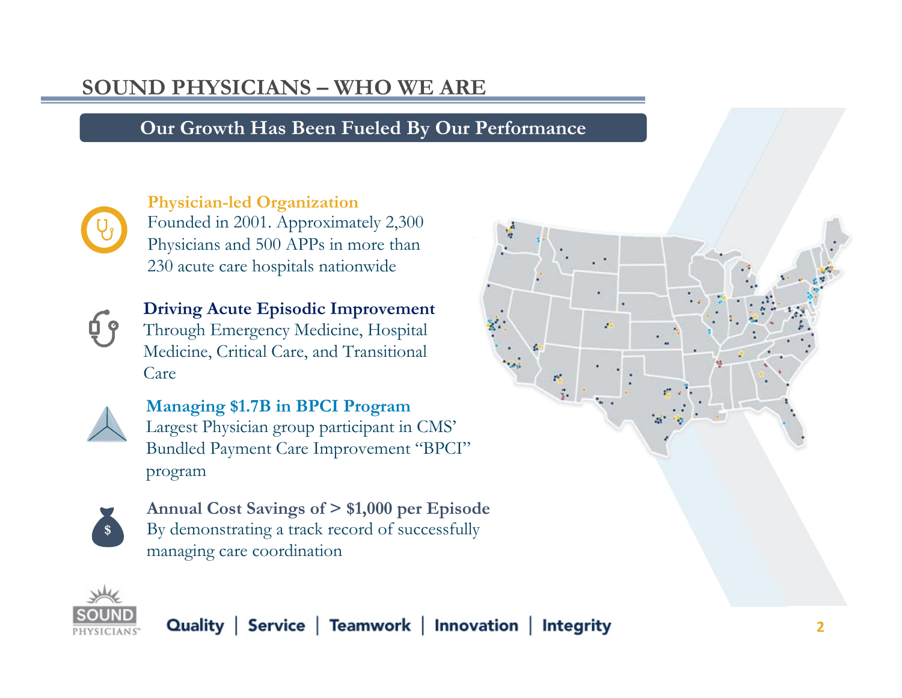# SOUND PHYSICIANS – WHO WE ARE

## Our Growth Has Been Fueled By Our Performance

**Physician-led Organization**
Founded in 2001. Approximately 2,300 Physicians and 500 APPs in more than 230 acute care hospitals nationwide

**Driving Acute Episodic Improvement**
Through Emergency Medicine, Hospital Medicine, Critical Care, and Transitional Care

**Managing $1.7B in BPCI Program**
Largest Physician group participant in CMS' Bundled Payment Care Improvement "BPCI" program

**Annual Cost Savings of > $1,000 per Episode**
By demonstrating a track record of successfully managing care coordination

Quality | Service | Teamwork | Innovation | Integrity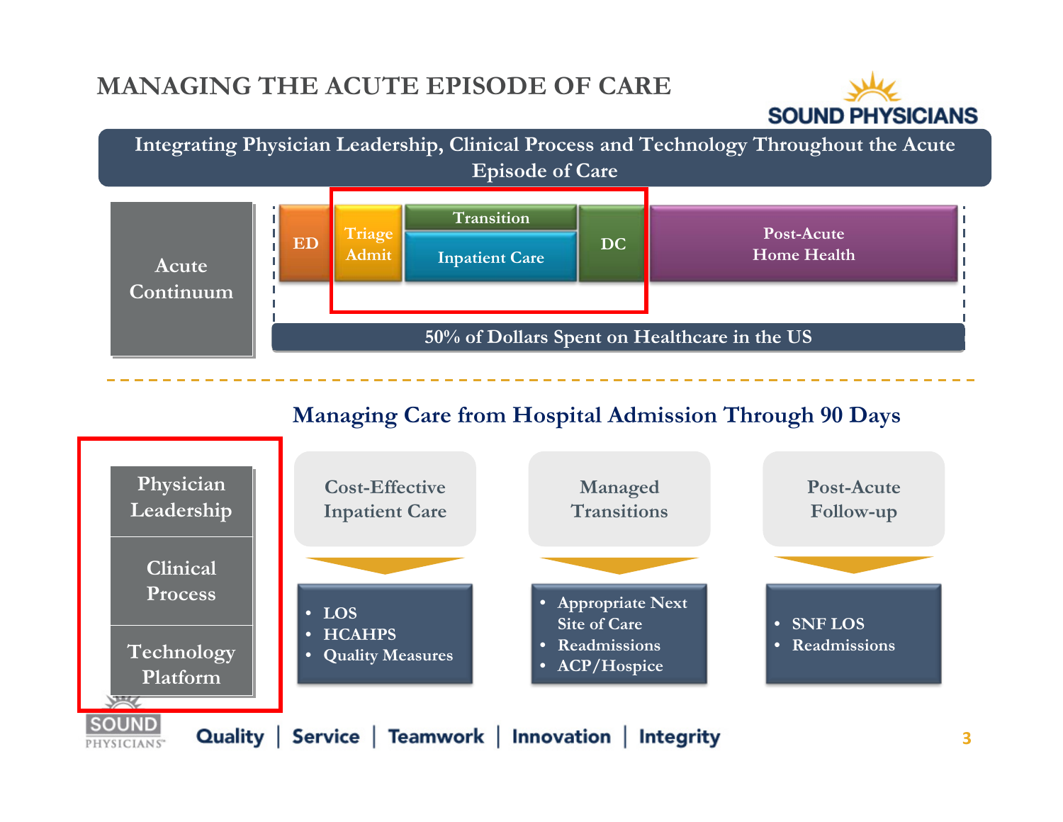# MANAGING THE ACUTE EPISODE OF CARE

SOUND PHYSICIANS

**Integrating Physician Leadership, Clinical Process and Technology Throughout the Acute Episode of Care**

**Acute Continuum**

ED | Triage Admit | Transition / Inpatient Care | DC | Post-Acute Home Health

**50% of Dollars Spent on Healthcare in the US**

## Managing Care from Hospital Admission Through 90 Days

- Physician Leadership
- Clinical Process
- Technology Platform

| Cost-Effective Inpatient Care | Managed Transitions | Post-Acute Follow-up |
|---|---|---|
| • LOS<br>• HCAHPS<br>• Quality Measures | • Appropriate Next Site of Care<br>• Readmissions<br>• ACP/Hospice | • SNF LOS<br>• Readmissions |

Quality | Service | Teamwork | Innovation | Integrity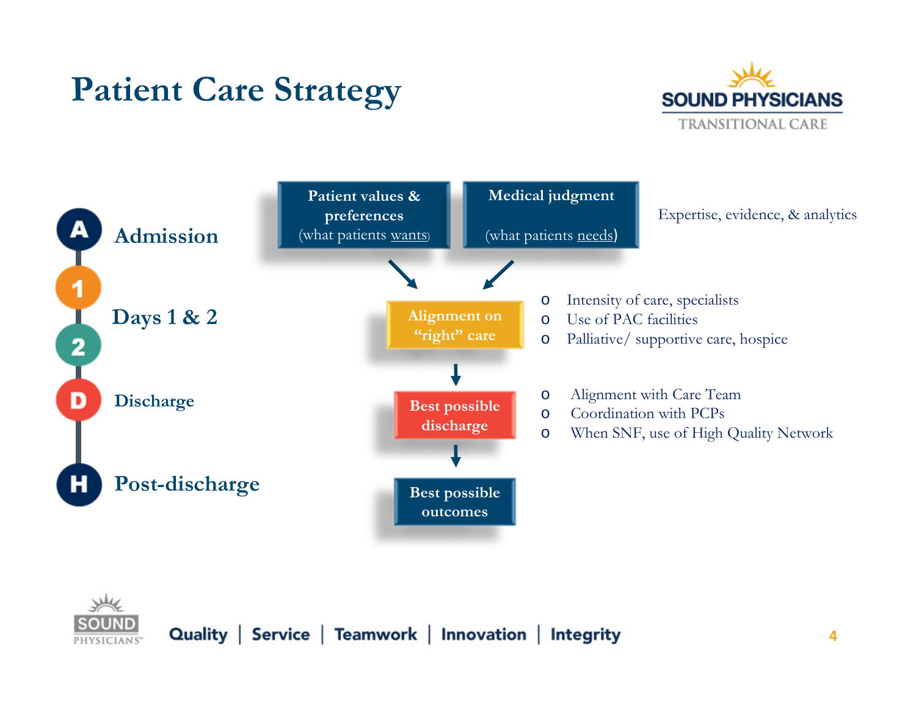# Patient Care Strategy

SOUND PHYSICIANS
TRANSITIONAL CARE

- **A** Admission
- **1** / **2** Days 1 & 2
- **D** Discharge
- **H** Post-discharge

**Patient values & preferences**
(what patients wants)

**Medical judgment**
(what patients needs)

Expertise, evidence, & analytics

**Alignment on "right" care**

- Intensity of care, specialists
- Use of PAC facilities
- Palliative/ supportive care, hospice

**Best possible discharge**

- Alignment with Care Team
- Coordination with PCPs
- When SNF, use of High Quality Network

**Best possible outcomes**

Quality | Service | Teamwork | Innovation | Integrity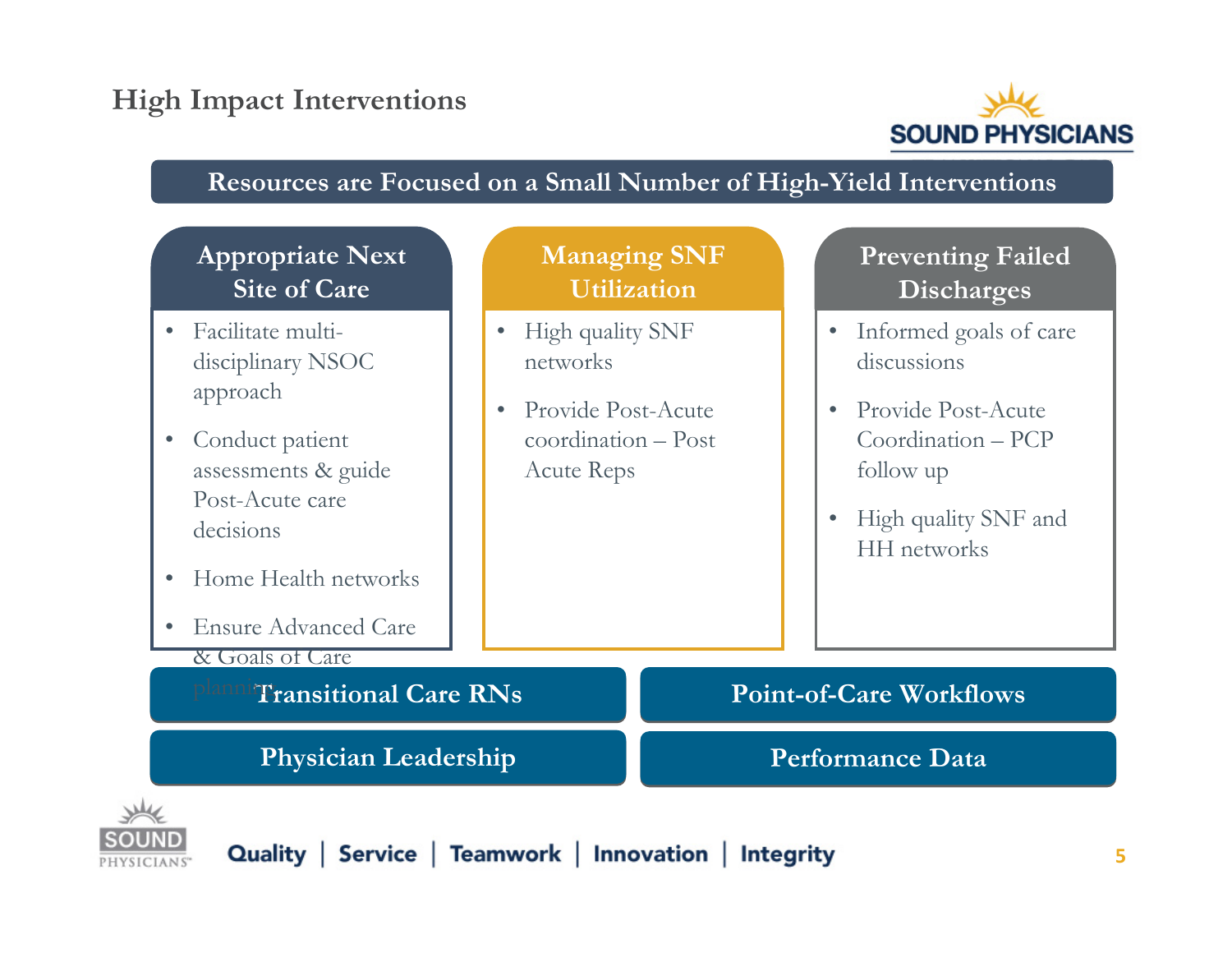## High Impact Interventions

**Resources are Focused on a Small Number of High-Yield Interventions**

### Appropriate Next Site of Care

- Facilitate multi-disciplinary NSOC approach
- Conduct patient assessments & guide Post-Acute care decisions
- Home Health networks
- Ensure Advanced Care & Goals of Care planning

### Managing SNF Utilization

- High quality SNF networks
- Provide Post-Acute coordination – Post Acute Reps

### Preventing Failed Discharges

- Informed goals of care discussions
- Provide Post-Acute Coordination – PCP follow up
- High quality SNF and HH networks

**Transitional Care RNs** | **Point-of-Care Workflows**

**Physician Leadership** | **Performance Data**

Quality | Service | Teamwork | Innovation | Integrity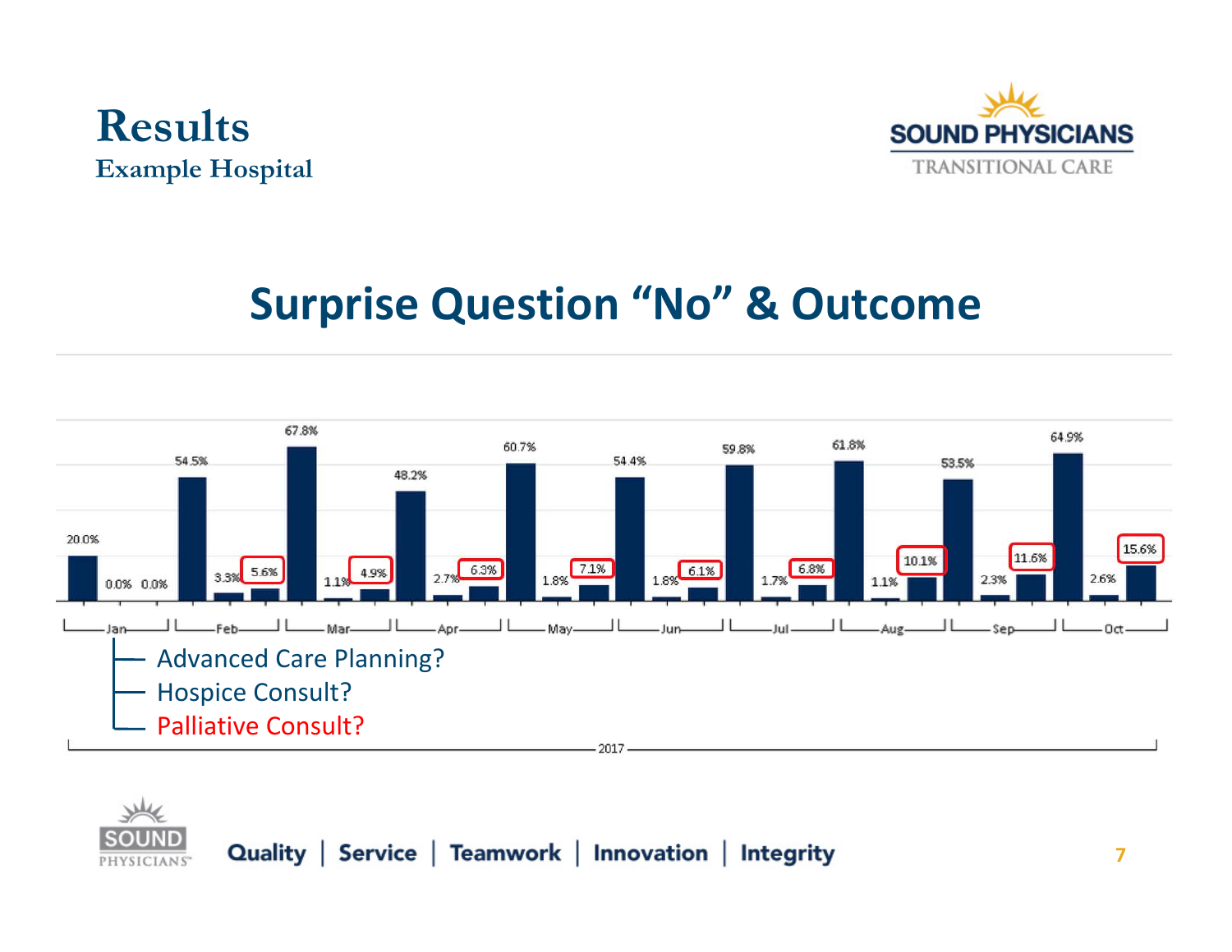# Results

**Example Hospital**

SOUND PHYSICIANS
TRANSITIONAL CARE

## Surprise Question "No" & Outcome

| Month (2017) | Advanced Care Planning? | Hospice Consult? | Palliative Consult? |
|---|---|---|---|
| Jan | 20.0% | 0.0% | 0.0% |
| Feb | 54.5% | 3.3% | 5.6% |
| Mar | 67.8% | 1.1% | 4.9% |
| Apr | 48.2% | 2.7% | 6.3% |
| May | 60.7% | 1.8% | 7.1% |
| Jun | 54.4% | 1.8% | 6.1% |
| Jul | 59.8% | 1.7% | 6.8% |
| Aug | 61.8% | 1.1% | 10.1% |
| Sep | 53.5% | 2.3% | 11.6% |
| Oct | 64.9% | 2.6% | 15.6% |

Quality | Service | Teamwork | Innovation | Integrity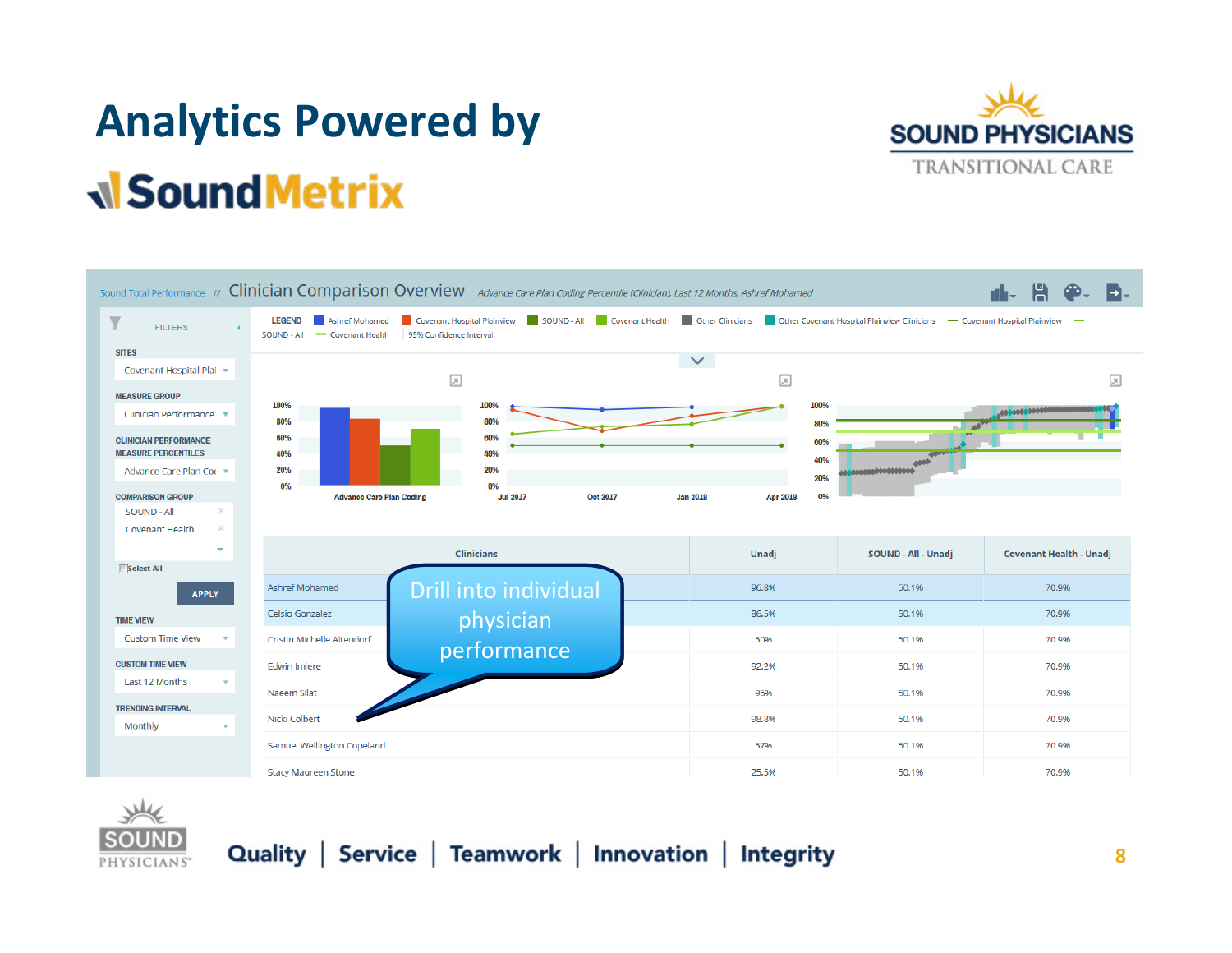# Analytics Powered by SoundMetrix

Sound Total Performance // **Clinician Comparison Overview** *Advance Care Plan Coding Percentile (Clinician), Last 12 Months, Ashref Mohamed*

**FILTERS**

**SITES**
Covenant Hospital Plai

**MEASURE GROUP**
Clinician Performance

**CLINICIAN PERFORMANCE MEASURE PERCENTILES**
Advance Care Plan Coc

**COMPARISON GROUP**
SOUND - All
Covenant Health

Select All

APPLY

**TIME VIEW**
Custom Time View

**CUSTOM TIME VIEW**
Last 12 Months

**TRENDING INTERVAL**
Monthly

LEGEND: Ashref Mohamed | Covenant Hospital Plainview | SOUND - All | Covenant Health | Other Clinicians | Other Covenant Hospital Plainview Clinicians | Covenant Hospital Plainview | SOUND - All | Covenant Health | 95% Confidence Interval

| Clinicians | Unadj | SOUND - All - Unadj | Covenant Health - Unadj |
|---|---|---|---|
| Ashref Mohamed | 96.8% | 50.1% | 70.9% |
| Celsio Gonzalez | 86.5% | 50.1% | 70.9% |
| Cristin Michelle Altendorf | 50% | 50.1% | 70.9% |
| Edwin Imiere | 92.2% | 50.1% | 70.9% |
| Naeem Silat | 96% | 50.1% | 70.9% |
| Nicki Colbert | 98.8% | 50.1% | 70.9% |
| Samuel Wellington Copeland | 57% | 50.1% | 70.9% |
| Stacy Maureen Stone | 25.5% | 50.1% | 70.9% |

Drill into individual physician performance

**Quality | Service | Teamwork | Innovation | Integrity**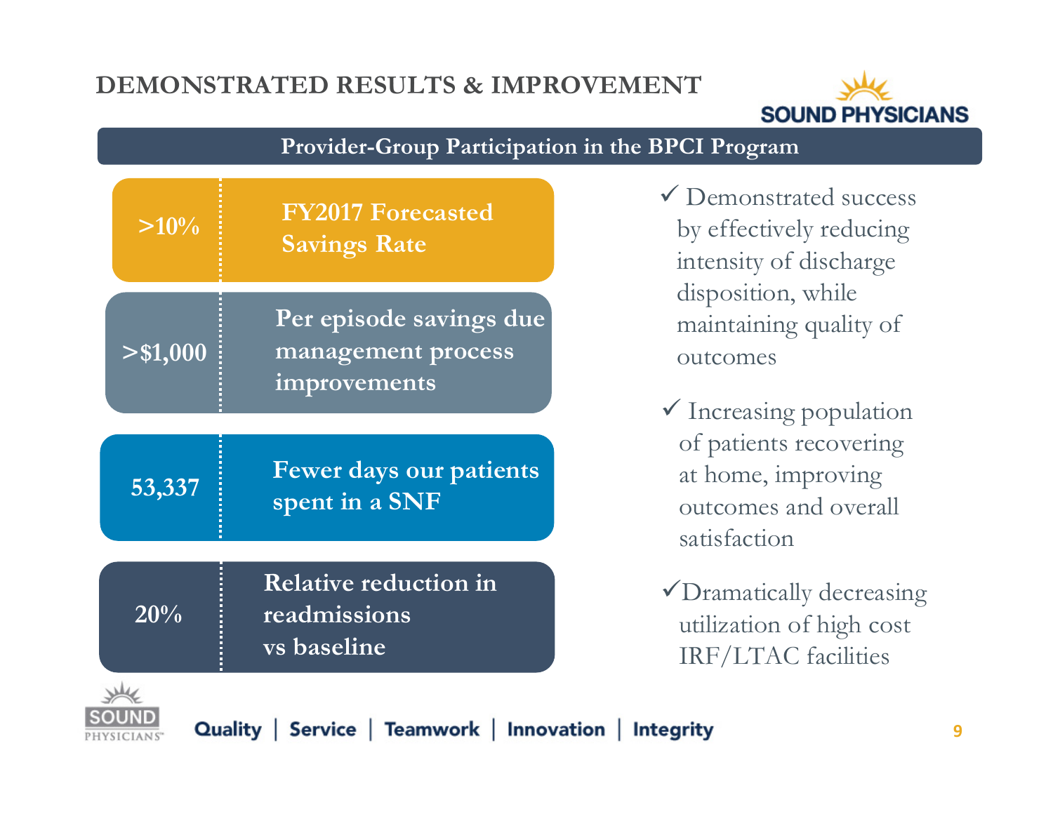# DEMONSTRATED RESULTS & IMPROVEMENT

## Provider-Group Participation in the BPCI Program

| | |
|---|---|
| >10% | FY2017 Forecasted Savings Rate |
| >$1,000 | Per episode savings due management process improvements |
| 53,337 | Fewer days our patients spent in a SNF |
| 20% | Relative reduction in readmissions vs baseline |

- ✓ Demonstrated success by effectively reducing intensity of discharge disposition, while maintaining quality of outcomes
- ✓ Increasing population of patients recovering at home, improving outcomes and overall satisfaction
- ✓ Dramatically decreasing utilization of high cost IRF/LTAC facilities

Quality | Service | Teamwork | Innovation | Integrity